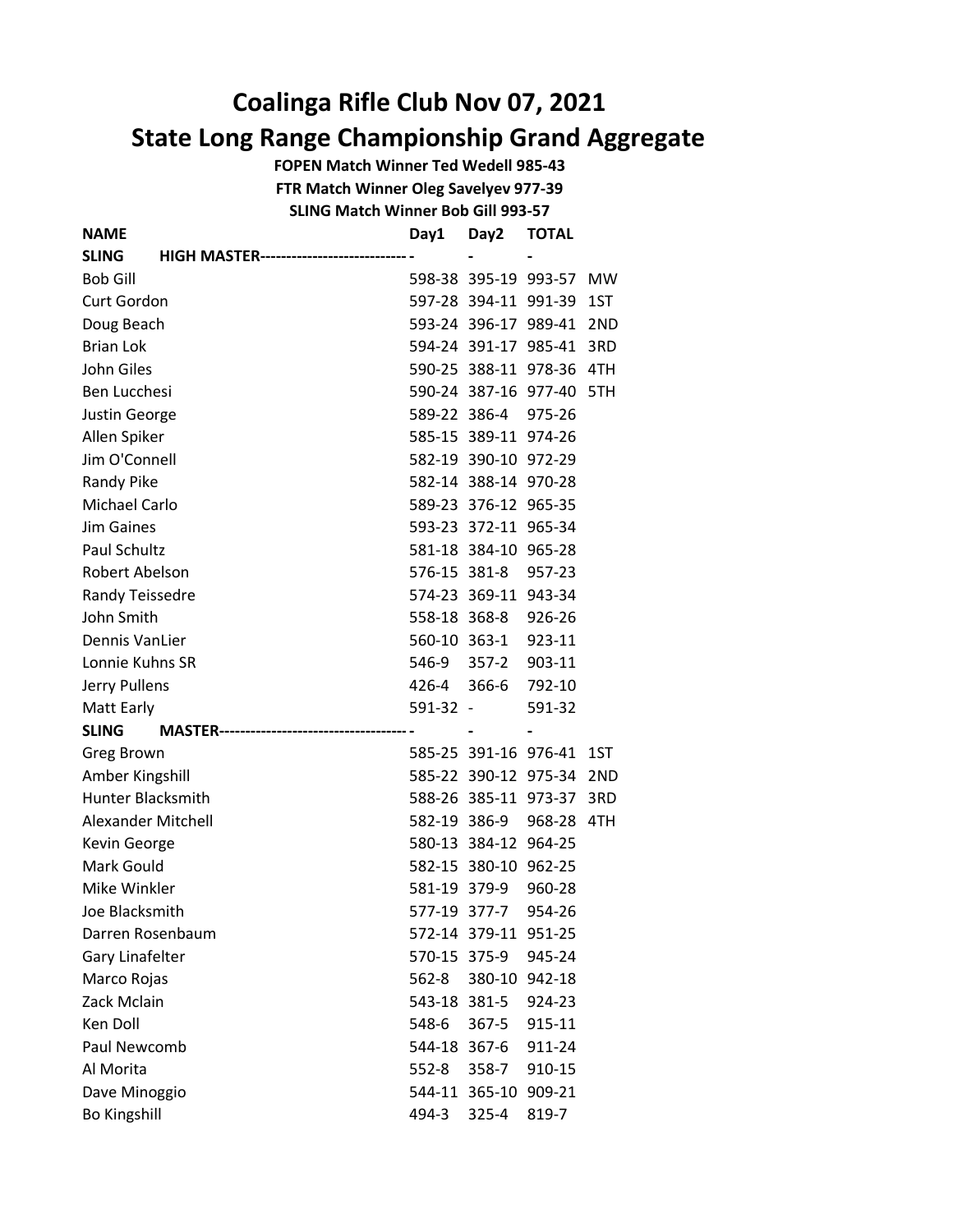# Coalinga Rifle Club Nov 07, 2021

## State Long Range Championship Grand Aggregate

**FOPEN Match Winner Ted Wedell 985-43**

**FTR Match Winner Oleg Savelyev 977-39**

**SLING Match Winner Bob Gill 993-57**

| NAME | Day1 | Day2 | TOTAL | |
|---|---|---|---|---|
| **SLING HIGH MASTER----------------------------** | - | - | - | |
| Bob Gill | 598-38 | 395-19 | 993-57 | MW |
| Curt Gordon | 597-28 | 394-11 | 991-39 | 1ST |
| Doug Beach | 593-24 | 396-17 | 989-41 | 2ND |
| Brian Lok | 594-24 | 391-17 | 985-41 | 3RD |
| John Giles | 590-25 | 388-11 | 978-36 | 4TH |
| Ben Lucchesi | 590-24 | 387-16 | 977-40 | 5TH |
| Justin George | 589-22 | 386-4 | 975-26 | |
| Allen Spiker | 585-15 | 389-11 | 974-26 | |
| Jim O'Connell | 582-19 | 390-10 | 972-29 | |
| Randy Pike | 582-14 | 388-14 | 970-28 | |
| Michael Carlo | 589-23 | 376-12 | 965-35 | |
| Jim Gaines | 593-23 | 372-11 | 965-34 | |
| Paul Schultz | 581-18 | 384-10 | 965-28 | |
| Robert Abelson | 576-15 | 381-8 | 957-23 | |
| Randy Teissedre | 574-23 | 369-11 | 943-34 | |
| John Smith | 558-18 | 368-8 | 926-26 | |
| Dennis VanLier | 560-10 | 363-1 | 923-11 | |
| Lonnie Kuhns SR | 546-9 | 357-2 | 903-11 | |
| Jerry Pullens | 426-4 | 366-6 | 792-10 | |
| Matt Early | 591-32 | - | 591-32 | |
| **SLING MASTER------------------------------------** | - | - | - | |
| Greg Brown | 585-25 | 391-16 | 976-41 | 1ST |
| Amber Kingshill | 585-22 | 390-12 | 975-34 | 2ND |
| Hunter Blacksmith | 588-26 | 385-11 | 973-37 | 3RD |
| Alexander Mitchell | 582-19 | 386-9 | 968-28 | 4TH |
| Kevin George | 580-13 | 384-12 | 964-25 | |
| Mark Gould | 582-15 | 380-10 | 962-25 | |
| Mike Winkler | 581-19 | 379-9 | 960-28 | |
| Joe Blacksmith | 577-19 | 377-7 | 954-26 | |
| Darren Rosenbaum | 572-14 | 379-11 | 951-25 | |
| Gary Linafelter | 570-15 | 375-9 | 945-24 | |
| Marco Rojas | 562-8 | 380-10 | 942-18 | |
| Zack Mclain | 543-18 | 381-5 | 924-23 | |
| Ken Doll | 548-6 | 367-5 | 915-11 | |
| Paul Newcomb | 544-18 | 367-6 | 911-24 | |
| Al Morita | 552-8 | 358-7 | 910-15 | |
| Dave Minoggio | 544-11 | 365-10 | 909-21 | |
| Bo Kingshill | 494-3 | 325-4 | 819-7 | |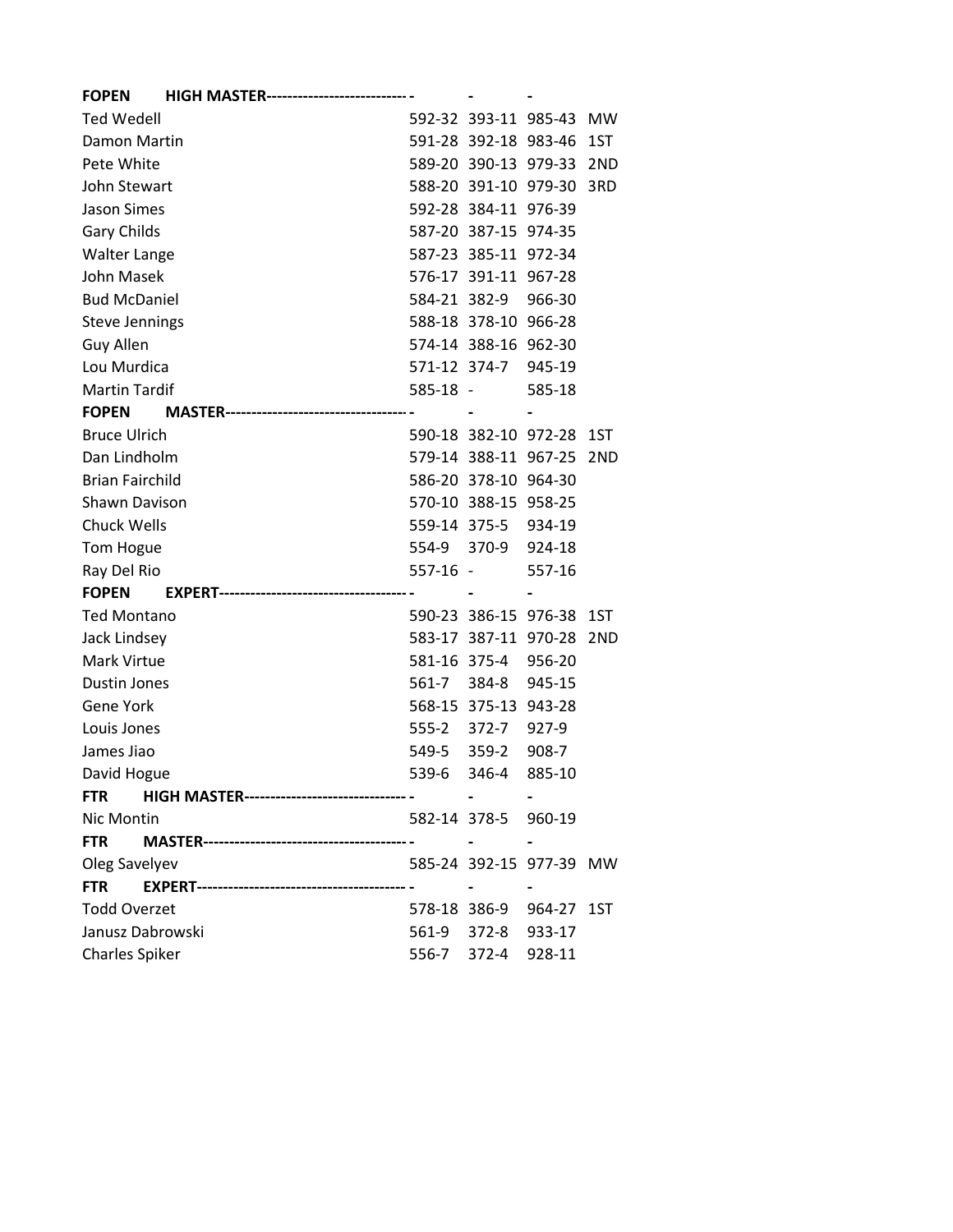| | | | | |
|---|---|---|---|---|
| **FOPEN HIGH MASTER---------------------------** | - | - | - | |
| Ted Wedell | 592-32 | 393-11 | 985-43 | MW |
| Damon Martin | 591-28 | 392-18 | 983-46 | 1ST |
| Pete White | 589-20 | 390-13 | 979-33 | 2ND |
| John Stewart | 588-20 | 391-10 | 979-30 | 3RD |
| Jason Simes | 592-28 | 384-11 | 976-39 | |
| Gary Childs | 587-20 | 387-15 | 974-35 | |
| Walter Lange | 587-23 | 385-11 | 972-34 | |
| John Masek | 576-17 | 391-11 | 967-28 | |
| Bud McDaniel | 584-21 | 382-9 | 966-30 | |
| Steve Jennings | 588-18 | 378-10 | 966-28 | |
| Guy Allen | 574-14 | 388-16 | 962-30 | |
| Lou Murdica | 571-12 | 374-7 | 945-19 | |
| Martin Tardif | 585-18 | - | 585-18 | |
| **FOPEN MASTER-----------------------------------** | - | - | - | |
| Bruce Ulrich | 590-18 | 382-10 | 972-28 | 1ST |
| Dan Lindholm | 579-14 | 388-11 | 967-25 | 2ND |
| Brian Fairchild | 586-20 | 378-10 | 964-30 | |
| Shawn Davison | 570-10 | 388-15 | 958-25 | |
| Chuck Wells | 559-14 | 375-5 | 934-19 | |
| Tom Hogue | 554-9 | 370-9 | 924-18 | |
| Ray Del Rio | 557-16 | - | 557-16 | |
| **FOPEN EXPERT------------------------------------** | - | - | - | |
| Ted Montano | 590-23 | 386-15 | 976-38 | 1ST |
| Jack Lindsey | 583-17 | 387-11 | 970-28 | 2ND |
| Mark Virtue | 581-16 | 375-4 | 956-20 | |
| Dustin Jones | 561-7 | 384-8 | 945-15 | |
| Gene York | 568-15 | 375-13 | 943-28 | |
| Louis Jones | 555-2 | 372-7 | 927-9 | |
| James Jiao | 549-5 | 359-2 | 908-7 | |
| David Hogue | 539-6 | 346-4 | 885-10 | |
| **FTR HIGH MASTER-------------------------------** | - | - | - | |
| Nic Montin | 582-14 | 378-5 | 960-19 | |
| **FTR MASTER---------------------------------------** | - | - | - | |
| Oleg Savelyev | 585-24 | 392-15 | 977-39 | MW |
| **FTR EXPERT----------------------------------------** | - | - | - | |
| Todd Overzet | 578-18 | 386-9 | 964-27 | 1ST |
| Janusz Dabrowski | 561-9 | 372-8 | 933-17 | |
| Charles Spiker | 556-7 | 372-4 | 928-11 | |